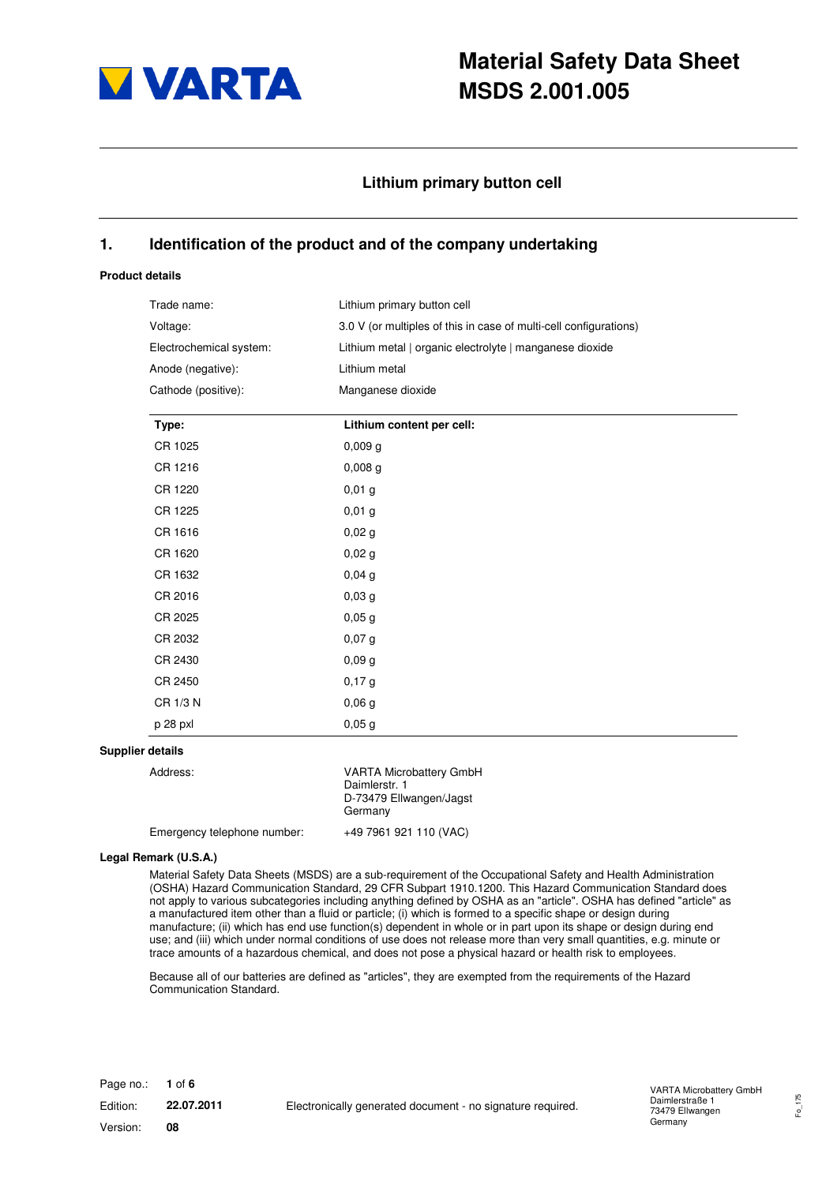# Material Safety Data Sheet
# MSDS 2.001.005

## Lithium primary button cell

## 1. Identification of the product and of the company undertaking

**Product details**

| | |
|---|---|
| Trade name: | Lithium primary button cell |
| Voltage: | 3.0 V (or multiples of this in case of multi-cell configurations) |
| Electrochemical system: | Lithium metal \| organic electrolyte \| manganese dioxide |
| Anode (negative): | Lithium metal |
| Cathode (positive): | Manganese dioxide |

| **Type:** | **Lithium content per cell:** |
|---|---|
| CR 1025 | 0,009 g |
| CR 1216 | 0,008 g |
| CR 1220 | 0,01 g |
| CR 1225 | 0,01 g |
| CR 1616 | 0,02 g |
| CR 1620 | 0,02 g |
| CR 1632 | 0,04 g |
| CR 2016 | 0,03 g |
| CR 2025 | 0,05 g |
| CR 2032 | 0,07 g |
| CR 2430 | 0,09 g |
| CR 2450 | 0,17 g |
| CR 1/3 N | 0,06 g |
| p 28 pxl | 0,05 g |

**Supplier details**

| | |
|---|---|
| Address: | VARTA Microbattery GmbH<br>Daimlerstr. 1<br>D-73479 Ellwangen/Jagst<br>Germany |
| Emergency telephone number: | +49 7961 921 110 (VAC) |

**Legal Remark (U.S.A.)**

Material Safety Data Sheets (MSDS) are a sub-requirement of the Occupational Safety and Health Administration (OSHA) Hazard Communication Standard, 29 CFR Subpart 1910.1200. This Hazard Communication Standard does not apply to various subcategories including anything defined by OSHA as an "article". OSHA has defined "article" as a manufactured item other than a fluid or particle; (i) which is formed to a specific shape or design during manufacture; (ii) which has end use function(s) dependent in whole or in part upon its shape or design during end use; and (iii) which under normal conditions of use does not release more than very small quantities, e.g. minute or trace amounts of a hazardous chemical, and does not pose a physical hazard or health risk to employees.

Because all of our batteries are defined as "articles", they are exempted from the requirements of the Hazard Communication Standard.

Edition: 22.07.2011
Version: 08

Electronically generated document - no signature required.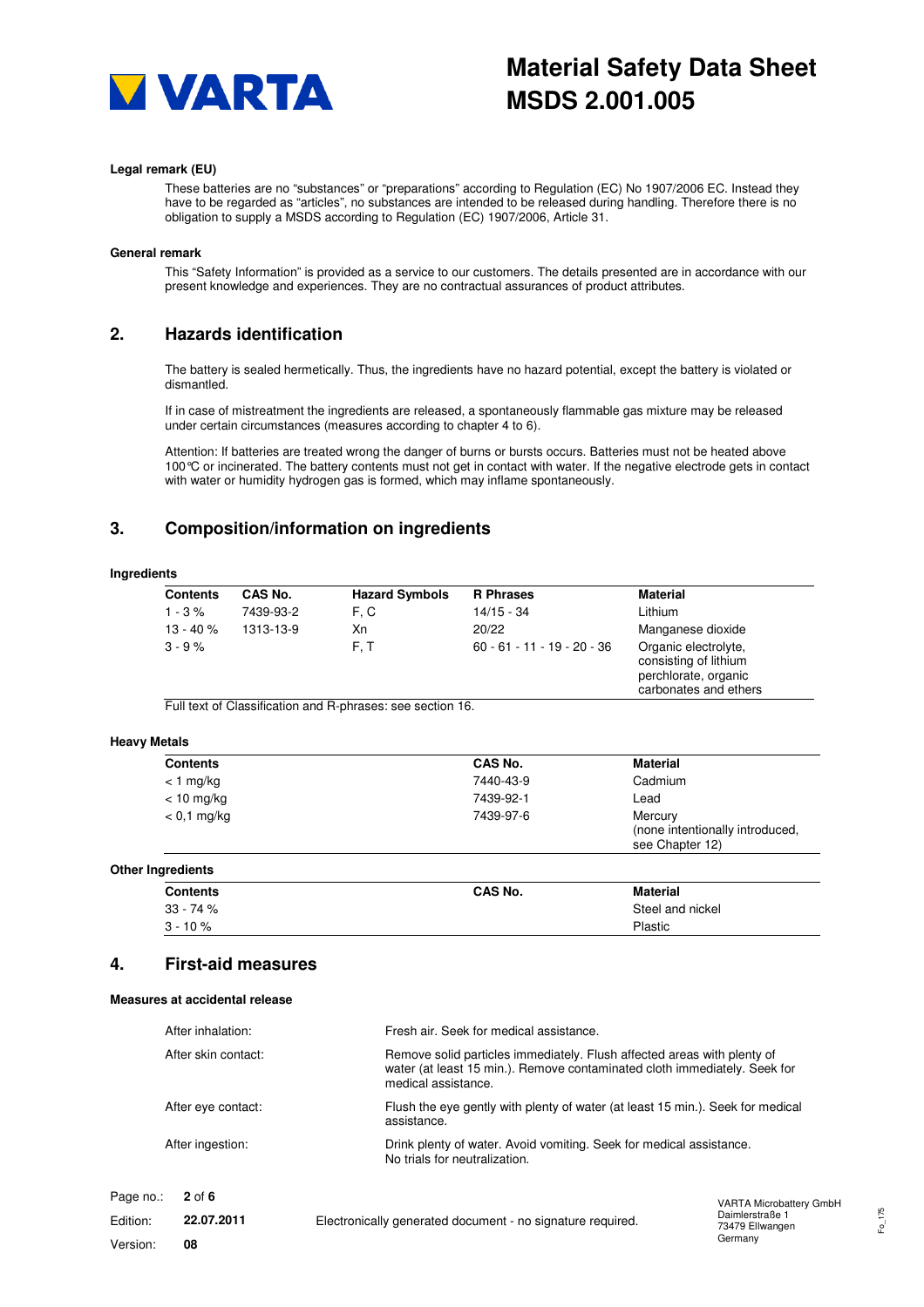#### Legal remark (EU)

These batteries are no “substances” or “preparations” according to Regulation (EC) No 1907/2006 EC. Instead they have to be regarded as “articles”, no substances are intended to be released during handling. Therefore there is no obligation to supply a MSDS according to Regulation (EC) 1907/2006, Article 31.

#### General remark

This “Safety Information” is provided as a service to our customers. The details presented are in accordance with our present knowledge and experiences. They are no contractual assurances of product attributes.

## 2. Hazards identification

The battery is sealed hermetically. Thus, the ingredients have no hazard potential, except the battery is violated or dismantled.

If in case of mistreatment the ingredients are released, a spontaneously flammable gas mixture may be released under certain circumstances (measures according to chapter 4 to 6).

Attention: If batteries are treated wrong the danger of burns or bursts occurs. Batteries must not be heated above 100°C or incinerated. The battery contents must not get in contact with water. If the negative electrode gets in contact with water or humidity hydrogen gas is formed, which may inflame spontaneously.

## 3. Composition/information on ingredients

#### Ingredients

| Contents | CAS No. | Hazard Symbols | R Phrases | Material |
|---|---|---|---|---|
| 1 - 3 % | 7439-93-2 | F, C | 14/15 - 34 | Lithium |
| 13 - 40 % | 1313-13-9 | Xn | 20/22 | Manganese dioxide |
| 3 - 9 % | | F, T | 60 - 61 - 11 - 19 - 20 - 36 | Organic electrolyte, consisting of lithium perchlorate, organic carbonates and ethers |

Full text of Classification and R-phrases: see section 16.

#### Heavy Metals

| Contents | CAS No. | Material |
|---|---|---|
| < 1 mg/kg | 7440-43-9 | Cadmium |
| < 10 mg/kg | 7439-92-1 | Lead |
| < 0,1 mg/kg | 7439-97-6 | Mercury (none intentionally introduced, see Chapter 12) |

#### Other Ingredients

| Contents | CAS No. | Material |
|---|---|---|
| 33 - 74 % | | Steel and nickel |
| 3 - 10 % | | Plastic |

## 4. First-aid measures

#### Measures at accidental release

| | |
|---|---|
| After inhalation: | Fresh air. Seek for medical assistance. |
| After skin contact: | Remove solid particles immediately. Flush affected areas with plenty of water (at least 15 min.). Remove contaminated cloth immediately. Seek for medical assistance. |
| After eye contact: | Flush the eye gently with plenty of water (at least 15 min.). Seek for medical assistance. |
| After ingestion: | Drink plenty of water. Avoid vomiting. Seek for medical assistance. No trials for neutralization. |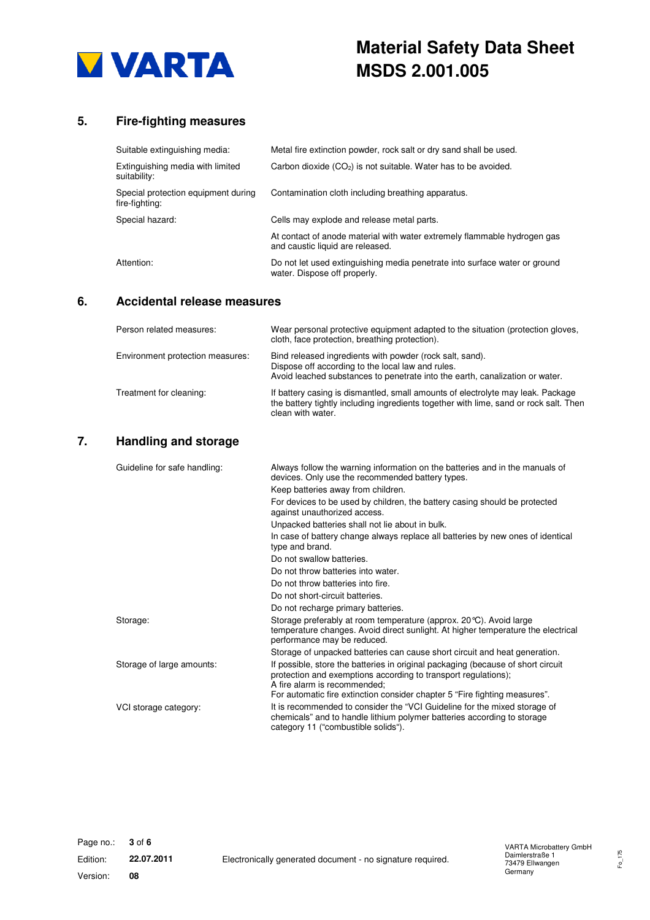## 5. Fire-fighting measures

| | |
|---|---|
| Suitable extinguishing media: | Metal fire extinction powder, rock salt or dry sand shall be used. |
| Extinguishing media with limited suitability: | Carbon dioxide ($CO_2$) is not suitable. Water has to be avoided. |
| Special protection equipment during fire-fighting: | Contamination cloth including breathing apparatus. |
| Special hazard: | Cells may explode and release metal parts. |
| | At contact of anode material with water extremely flammable hydrogen gas and caustic liquid are released. |
| Attention: | Do not let used extinguishing media penetrate into surface water or ground water. Dispose off properly. |

## 6. Accidental release measures

| | |
|---|---|
| Person related measures: | Wear personal protective equipment adapted to the situation (protection gloves, cloth, face protection, breathing protection). |
| Environment protection measures: | Bind released ingredients with powder (rock salt, sand). Dispose off according to the local law and rules. Avoid leached substances to penetrate into the earth, canalization or water. |
| Treatment for cleaning: | If battery casing is dismantled, small amounts of electrolyte may leak. Package the battery tightly including ingredients together with lime, sand or rock salt. Then clean with water. |

## 7. Handling and storage

| | |
|---|---|
| Guideline for safe handling: | Always follow the warning information on the batteries and in the manuals of devices. Only use the recommended battery types. |
| | Keep batteries away from children. |
| | For devices to be used by children, the battery casing should be protected against unauthorized access. |
| | Unpacked batteries shall not lie about in bulk. |
| | In case of battery change always replace all batteries by new ones of identical type and brand. |
| | Do not swallow batteries. |
| | Do not throw batteries into water. |
| | Do not throw batteries into fire. |
| | Do not short-circuit batteries. |
| | Do not recharge primary batteries. |
| Storage: | Storage preferably at room temperature (approx. 20°C). Avoid large temperature changes. Avoid direct sunlight. At higher temperature the electrical performance may be reduced. |
| | Storage of unpacked batteries can cause short circuit and heat generation. |
| Storage of large amounts: | If possible, store the batteries in original packaging (because of short circuit protection and exemptions according to transport regulations); A fire alarm is recommended; For automatic fire extinction consider chapter 5 "Fire fighting measures". |
| VCI storage category: | It is recommended to consider the "VCI Guideline for the mixed storage of chemicals" and to handle lithium polymer batteries according to storage category 11 ("combustible solids"). |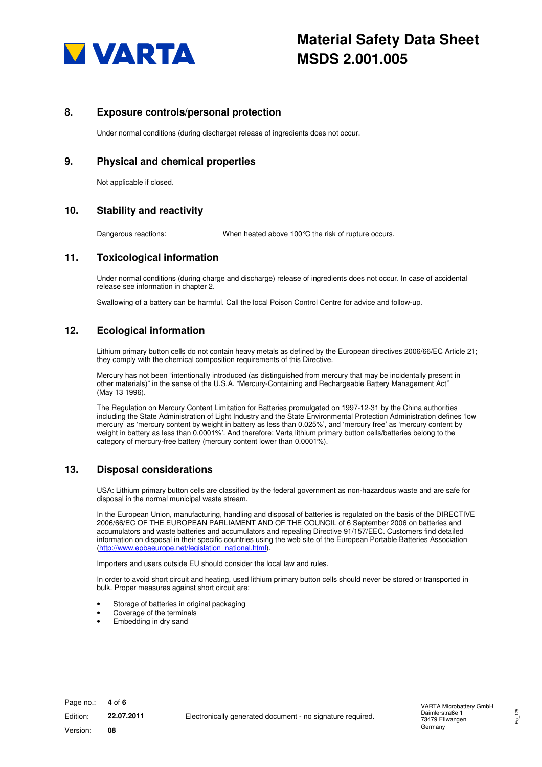## 8. Exposure controls/personal protection

Under normal conditions (during discharge) release of ingredients does not occur.

## 9. Physical and chemical properties

Not applicable if closed.

## 10. Stability and reactivity

Dangerous reactions: When heated above 100°C the risk of rupture occurs.

## 11. Toxicological information

Under normal conditions (during charge and discharge) release of ingredients does not occur. In case of accidental release see information in chapter 2.

Swallowing of a battery can be harmful. Call the local Poison Control Centre for advice and follow-up.

## 12. Ecological information

Lithium primary button cells do not contain heavy metals as defined by the European directives 2006/66/EC Article 21; they comply with the chemical composition requirements of this Directive.

Mercury has not been "intentionally introduced (as distinguished from mercury that may be incidentally present in other materials)" in the sense of the U.S.A. "Mercury-Containing and Rechargeable Battery Management Act" (May 13 1996).

The Regulation on Mercury Content Limitation for Batteries promulgated on 1997-12-31 by the China authorities including the State Administration of Light Industry and the State Environmental Protection Administration defines 'low mercury' as 'mercury content by weight in battery as less than 0.025%', and 'mercury free' as 'mercury content by weight in battery as less than 0.0001%'. And therefore: Varta lithium primary button cells/batteries belong to the category of mercury-free battery (mercury content lower than 0.0001%).

## 13. Disposal considerations

USA: Lithium primary button cells are classified by the federal government as non-hazardous waste and are safe for disposal in the normal municipal waste stream.

In the European Union, manufacturing, handling and disposal of batteries is regulated on the basis of the DIRECTIVE 2006/66/EC OF THE EUROPEAN PARLIAMENT AND OF THE COUNCIL of 6 September 2006 on batteries and accumulators and waste batteries and accumulators and repealing Directive 91/157/EEC. Customers find detailed information on disposal in their specific countries using the web site of the European Portable Batteries Association (http://www.epbaeurope.net/legislation_national.html).

Importers and users outside EU should consider the local law and rules.

In order to avoid short circuit and heating, used lithium primary button cells should never be stored or transported in bulk. Proper measures against short circuit are:

- Storage of batteries in original packaging
- Coverage of the terminals
- Embedding in dry sand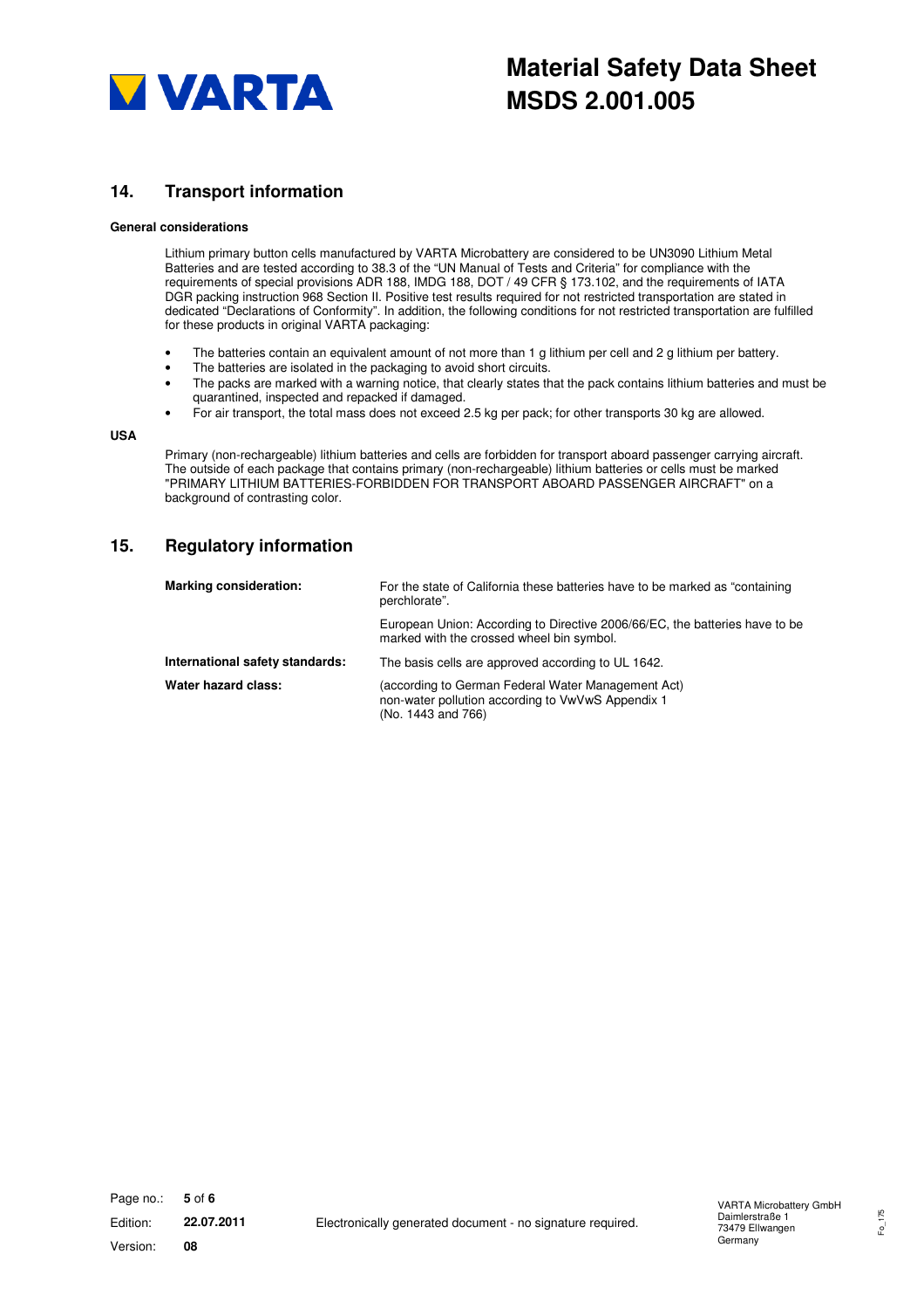## 14. Transport information

**General considerations**

Lithium primary button cells manufactured by VARTA Microbattery are considered to be UN3090 Lithium Metal Batteries and are tested according to 38.3 of the "UN Manual of Tests and Criteria" for compliance with the requirements of special provisions ADR 188, IMDG 188, DOT / 49 CFR § 173.102, and the requirements of IATA DGR packing instruction 968 Section II. Positive test results required for not restricted transportation are stated in dedicated "Declarations of Conformity". In addition, the following conditions for not restricted transportation are fulfilled for these products in original VARTA packaging:

- The batteries contain an equivalent amount of not more than 1 g lithium per cell and 2 g lithium per battery.
- The batteries are isolated in the packaging to avoid short circuits.
- The packs are marked with a warning notice, that clearly states that the pack contains lithium batteries and must be quarantined, inspected and repacked if damaged.
- For air transport, the total mass does not exceed 2.5 kg per pack; for other transports 30 kg are allowed.

**USA**

Primary (non-rechargeable) lithium batteries and cells are forbidden for transport aboard passenger carrying aircraft. The outside of each package that contains primary (non-rechargeable) lithium batteries or cells must be marked "PRIMARY LITHIUM BATTERIES-FORBIDDEN FOR TRANSPORT ABOARD PASSENGER AIRCRAFT" on a background of contrasting color.

## 15. Regulatory information

| | |
|---|---|
| **Marking consideration:** | For the state of California these batteries have to be marked as "containing perchlorate". |
| | European Union: According to Directive 2006/66/EC, the batteries have to be marked with the crossed wheel bin symbol. |
| **International safety standards:** | The basis cells are approved according to UL 1642. |
| **Water hazard class:** | (according to German Federal Water Management Act) non-water pollution according to VwVwS Appendix 1 (No. 1443 and 766) |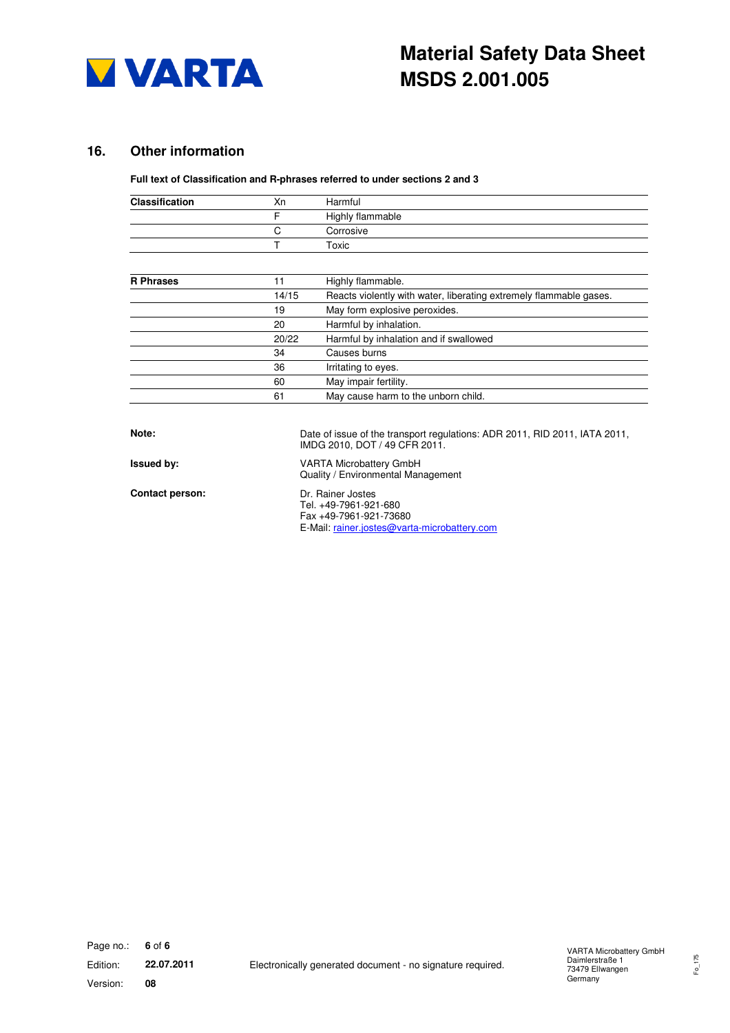## 16. Other information

**Full text of Classification and R-phrases referred to under sections 2 and 3**

| | | |
|---|---|---|
| **Classification** | Xn | Harmful |
| | F | Highly flammable |
| | C | Corrosive |
| | T | Toxic |

| | | |
|---|---|---|
| **R Phrases** | 11 | Highly flammable. |
| | 14/15 | Reacts violently with water, liberating extremely flammable gases. |
| | 19 | May form explosive peroxides. |
| | 20 | Harmful by inhalation. |
| | 20/22 | Harmful by inhalation and if swallowed |
| | 34 | Causes burns |
| | 36 | Irritating to eyes. |
| | 60 | May impair fertility. |
| | 61 | May cause harm to the unborn child. |

**Note:** Date of issue of the transport regulations: ADR 2011, RID 2011, IATA 2011, IMDG 2010, DOT / 49 CFR 2011.

**Issued by:** VARTA Microbattery GmbH
Quality / Environmental Management

**Contact person:** Dr. Rainer Jostes
Tel. +49-7961-921-680
Fax +49-7961-921-73680
E-Mail: rainer.jostes@varta-microbattery.com

Edition: 22.07.2011
Version: 08

Electronically generated document - no signature required.

VARTA Microbattery GmbH
Daimlerstraße 1
73479 Ellwangen
Germany